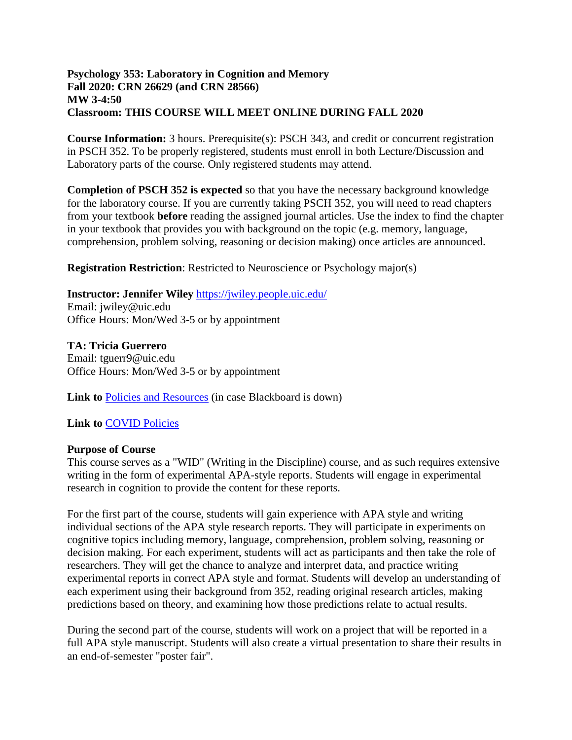**Psychology 353: Laboratory in Cognition and Memory**
**Fall 2020: CRN 26629 (and CRN 28566)**
**MW 3-4:50**
**Classroom: THIS COURSE WILL MEET ONLINE DURING FALL 2020**

**Course Information:** 3 hours. Prerequisite(s): PSCH 343, and credit or concurrent registration in PSCH 352. To be properly registered, students must enroll in both Lecture/Discussion and Laboratory parts of the course. Only registered students may attend.

**Completion of PSCH 352 is expected** so that you have the necessary background knowledge for the laboratory course. If you are currently taking PSCH 352, you will need to read chapters from your textbook **before** reading the assigned journal articles. Use the index to find the chapter in your textbook that provides you with background on the topic (e.g. memory, language, comprehension, problem solving, reasoning or decision making) once articles are announced.

**Registration Restriction**: Restricted to Neuroscience or Psychology major(s)

**Instructor: Jennifer Wiley** https://jwiley.people.uic.edu/
Email: jwiley@uic.edu
Office Hours: Mon/Wed 3-5 or by appointment

**TA: Tricia Guerrero**
Email: tguerr9@uic.edu
Office Hours: Mon/Wed 3-5 or by appointment

**Link to** Policies and Resources (in case Blackboard is down)

**Link to** COVID Policies

**Purpose of Course**
This course serves as a "WID" (Writing in the Discipline) course, and as such requires extensive writing in the form of experimental APA-style reports. Students will engage in experimental research in cognition to provide the content for these reports.

For the first part of the course, students will gain experience with APA style and writing individual sections of the APA style research reports. They will participate in experiments on cognitive topics including memory, language, comprehension, problem solving, reasoning or decision making. For each experiment, students will act as participants and then take the role of researchers. They will get the chance to analyze and interpret data, and practice writing experimental reports in correct APA style and format. Students will develop an understanding of each experiment using their background from 352, reading original research articles, making predictions based on theory, and examining how those predictions relate to actual results.

During the second part of the course, students will work on a project that will be reported in a full APA style manuscript. Students will also create a virtual presentation to share their results in an end-of-semester "poster fair".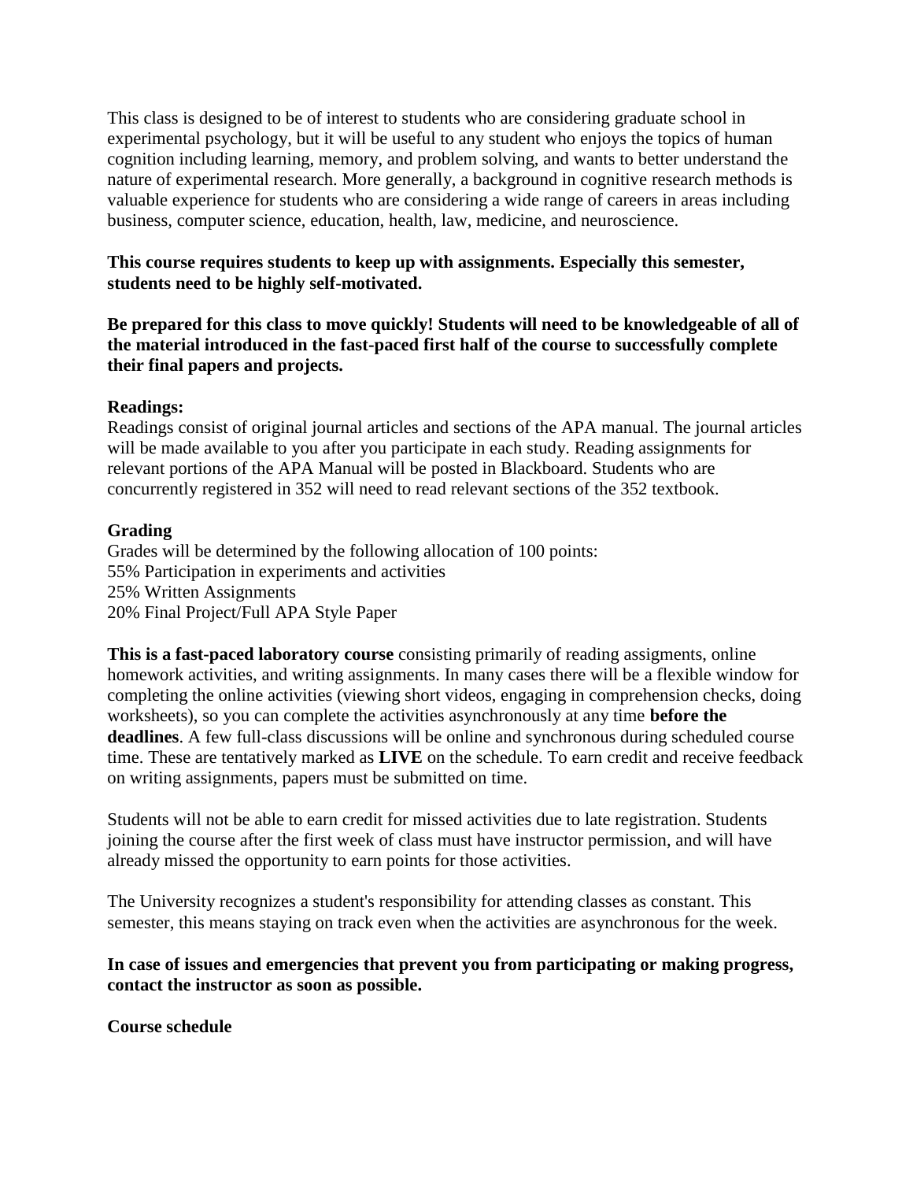This class is designed to be of interest to students who are considering graduate school in experimental psychology, but it will be useful to any student who enjoys the topics of human cognition including learning, memory, and problem solving, and wants to better understand the nature of experimental research. More generally, a background in cognitive research methods is valuable experience for students who are considering a wide range of careers in areas including business, computer science, education, health, law, medicine, and neuroscience.

**This course requires students to keep up with assignments. Especially this semester, students need to be highly self-motivated.**

**Be prepared for this class to move quickly! Students will need to be knowledgeable of all of the material introduced in the fast-paced first half of the course to successfully complete their final papers and projects.**

**Readings:**
Readings consist of original journal articles and sections of the APA manual. The journal articles will be made available to you after you participate in each study. Reading assignments for relevant portions of the APA Manual will be posted in Blackboard. Students who are concurrently registered in 352 will need to read relevant sections of the 352 textbook.

**Grading**
Grades will be determined by the following allocation of 100 points:
55% Participation in experiments and activities
25% Written Assignments
20% Final Project/Full APA Style Paper

**This is a fast-paced laboratory course** consisting primarily of reading assigments, online homework activities, and writing assignments. In many cases there will be a flexible window for completing the online activities (viewing short videos, engaging in comprehension checks, doing worksheets), so you can complete the activities asynchronously at any time **before the deadlines**. A few full-class discussions will be online and synchronous during scheduled course time. These are tentatively marked as **LIVE** on the schedule. To earn credit and receive feedback on writing assignments, papers must be submitted on time.

Students will not be able to earn credit for missed activities due to late registration. Students joining the course after the first week of class must have instructor permission, and will have already missed the opportunity to earn points for those activities.

The University recognizes a student's responsibility for attending classes as constant. This semester, this means staying on track even when the activities are asynchronous for the week.

**In case of issues and emergencies that prevent you from participating or making progress, contact the instructor as soon as possible.**

**Course schedule**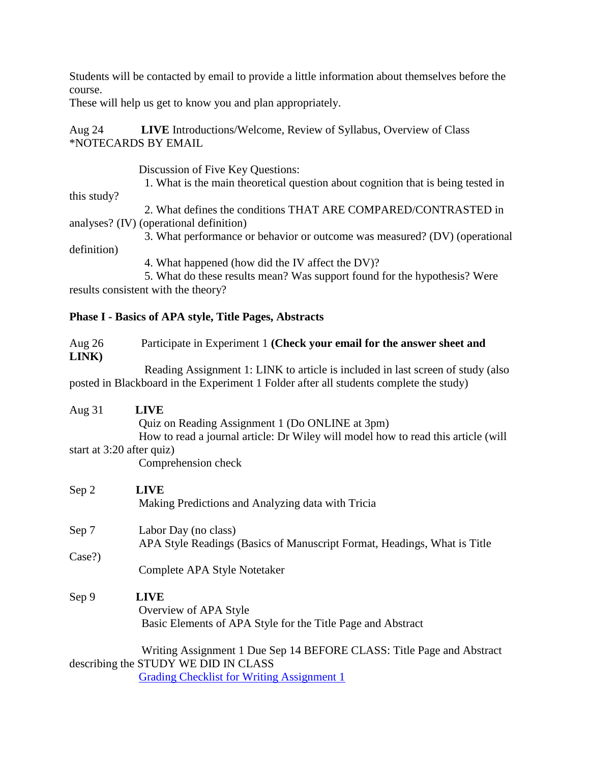Students will be contacted by email to provide a little information about themselves before the course.
These will help us get to know you and plan appropriately.

Aug 24 **LIVE** Introductions/Welcome, Review of Syllabus, Overview of Class
*NOTECARDS BY EMAIL

Discussion of Five Key Questions:

1. What is the main theoretical question about cognition that is being tested in this study?
2. What defines the conditions THAT ARE COMPARED/CONTRASTED in analyses? (IV) (operational definition)
3. What performance or behavior or outcome was measured? (DV) (operational definition)
4. What happened (how did the IV affect the DV)?
5. What do these results mean? Was support found for the hypothesis? Were results consistent with the theory?

**Phase I - Basics of APA style, Title Pages, Abstracts**

Aug 26 Participate in Experiment 1 **(Check your email for the answer sheet and LINK)**

Reading Assignment 1: LINK to article is included in last screen of study (also posted in Blackboard in the Experiment 1 Folder after all students complete the study)

Aug 31 **LIVE**

Quiz on Reading Assignment 1 (Do ONLINE at 3pm)

How to read a journal article: Dr Wiley will model how to read this article (will start at 3:20 after quiz)

Comprehension check

Sep 2 **LIVE**

Making Predictions and Analyzing data with Tricia

Sep 7 Labor Day (no class)

APA Style Readings (Basics of Manuscript Format, Headings, What is Title Case?)

Complete APA Style Notetaker

Sep 9 **LIVE**

Overview of APA Style

Basic Elements of APA Style for the Title Page and Abstract

Writing Assignment 1 Due Sep 14 BEFORE CLASS: Title Page and Abstract describing the STUDY WE DID IN CLASS

Grading Checklist for Writing Assignment 1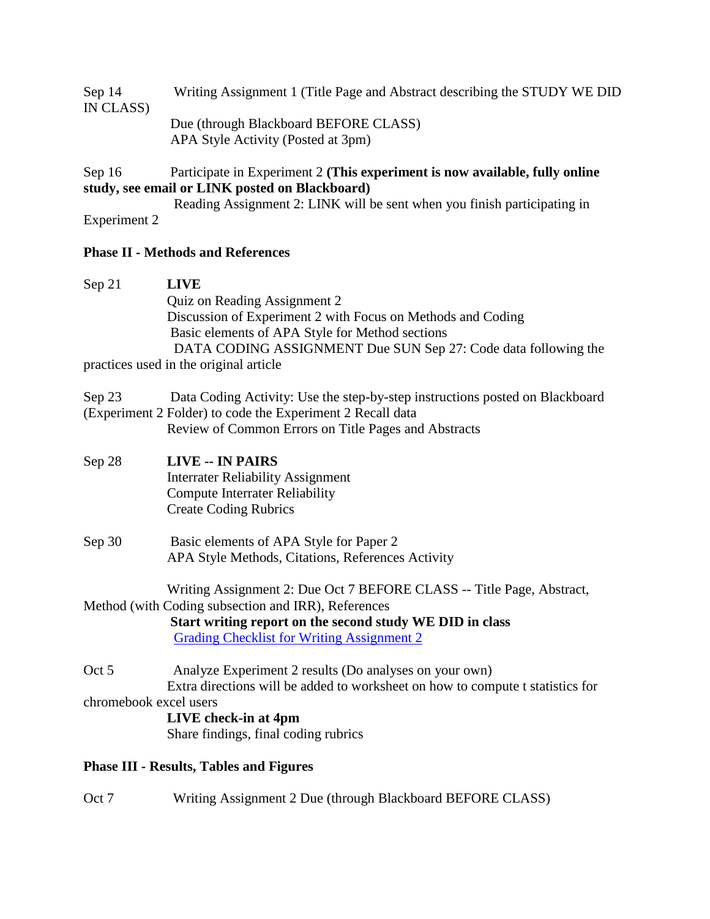Sep 14 Writing Assignment 1 (Title Page and Abstract describing the STUDY WE DID IN CLASS)
Due (through Blackboard BEFORE CLASS)
APA Style Activity (Posted at 3pm)

Sep 16 Participate in Experiment 2 **(This experiment is now available, fully online study, see email or LINK posted on Blackboard)**
Reading Assignment 2: LINK will be sent when you finish participating in Experiment 2

**Phase II - Methods and References**

Sep 21 **LIVE**
Quiz on Reading Assignment 2
Discussion of Experiment 2 with Focus on Methods and Coding
Basic elements of APA Style for Method sections
DATA CODING ASSIGNMENT Due SUN Sep 27: Code data following the practices used in the original article

Sep 23 Data Coding Activity: Use the step-by-step instructions posted on Blackboard (Experiment 2 Folder) to code the Experiment 2 Recall data
Review of Common Errors on Title Pages and Abstracts

Sep 28 **LIVE -- IN PAIRS**
Interrater Reliability Assignment
Compute Interrater Reliability
Create Coding Rubrics

Sep 30 Basic elements of APA Style for Paper 2
APA Style Methods, Citations, References Activity

Writing Assignment 2: Due Oct 7 BEFORE CLASS -- Title Page, Abstract, Method (with Coding subsection and IRR), References
**Start writing report on the second study WE DID in class**
Grading Checklist for Writing Assignment 2

Oct 5 Analyze Experiment 2 results (Do analyses on your own)
Extra directions will be added to worksheet on how to compute t statistics for chromebook excel users
**LIVE check-in at 4pm**
Share findings, final coding rubrics

**Phase III - Results, Tables and Figures**

Oct 7 Writing Assignment 2 Due (through Blackboard BEFORE CLASS)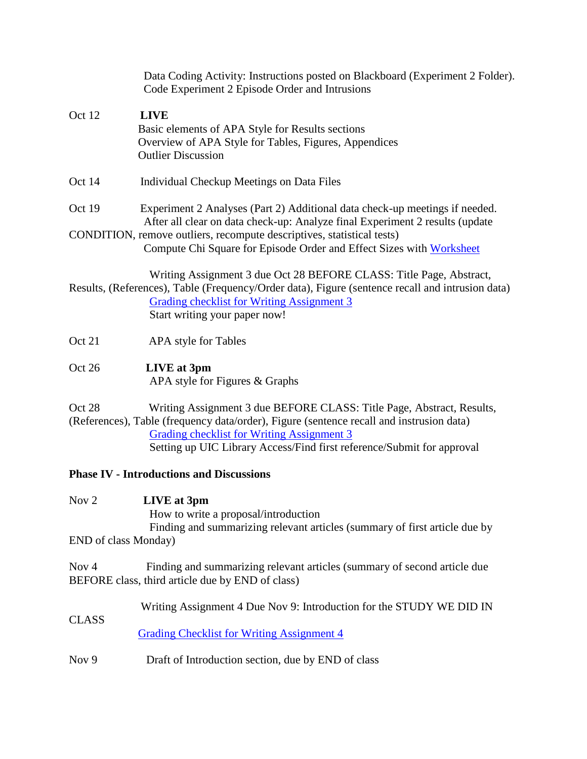Data Coding Activity: Instructions posted on Blackboard (Experiment 2 Folder).
Code Experiment 2 Episode Order and Intrusions

Oct 12 **LIVE**
Basic elements of APA Style for Results sections
Overview of APA Style for Tables, Figures, Appendices
Outlier Discussion

Oct 14 Individual Checkup Meetings on Data Files

Oct 19 Experiment 2 Analyses (Part 2) Additional data check-up meetings if needed.
After all clear on data check-up: Analyze final Experiment 2 results (update CONDITION, remove outliers, recompute descriptives, statistical tests)
Compute Chi Square for Episode Order and Effect Sizes with Worksheet

Writing Assignment 3 due Oct 28 BEFORE CLASS: Title Page, Abstract, Results, (References), Table (Frequency/Order data), Figure (sentence recall and intrusion data)
Grading checklist for Writing Assignment 3
Start writing your paper now!

Oct 21 APA style for Tables

Oct 26 **LIVE at 3pm**
APA style for Figures & Graphs

Oct 28 Writing Assignment 3 due BEFORE CLASS: Title Page, Abstract, Results, (References), Table (frequency data/order), Figure (sentence recall and instrusion data)
Grading checklist for Writing Assignment 3
Setting up UIC Library Access/Find first reference/Submit for approval

**Phase IV - Introductions and Discussions**

Nov 2 **LIVE at 3pm**
How to write a proposal/introduction
Finding and summarizing relevant articles (summary of first article due by END of class Monday)

Nov 4 Finding and summarizing relevant articles (summary of second article due BEFORE class, third article due by END of class)

Writing Assignment 4 Due Nov 9: Introduction for the STUDY WE DID IN CLASS
Grading Checklist for Writing Assignment 4

Nov 9 Draft of Introduction section, due by END of class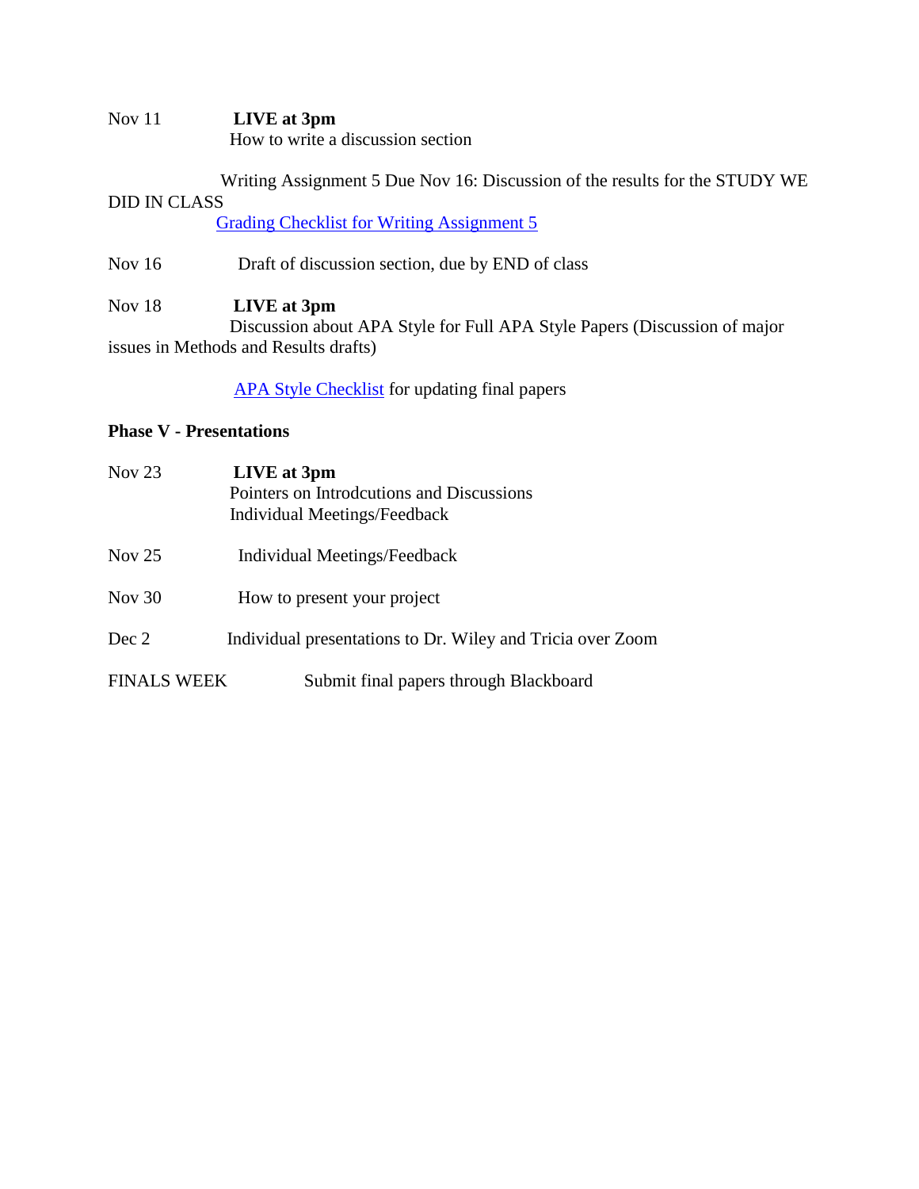Nov 11 **LIVE at 3pm**
How to write a discussion section

Writing Assignment 5 Due Nov 16: Discussion of the results for the STUDY WE DID IN CLASS
Grading Checklist for Writing Assignment 5

Nov 16 Draft of discussion section, due by END of class

Nov 18 **LIVE at 3pm**
Discussion about APA Style for Full APA Style Papers (Discussion of major issues in Methods and Results drafts)

APA Style Checklist for updating final papers

**Phase V - Presentations**

Nov 23 **LIVE at 3pm**
Pointers on Introdcutions and Discussions
Individual Meetings/Feedback

Nov 25 Individual Meetings/Feedback

Nov 30 How to present your project

Dec 2 Individual presentations to Dr. Wiley and Tricia over Zoom

FINALS WEEK Submit final papers through Blackboard